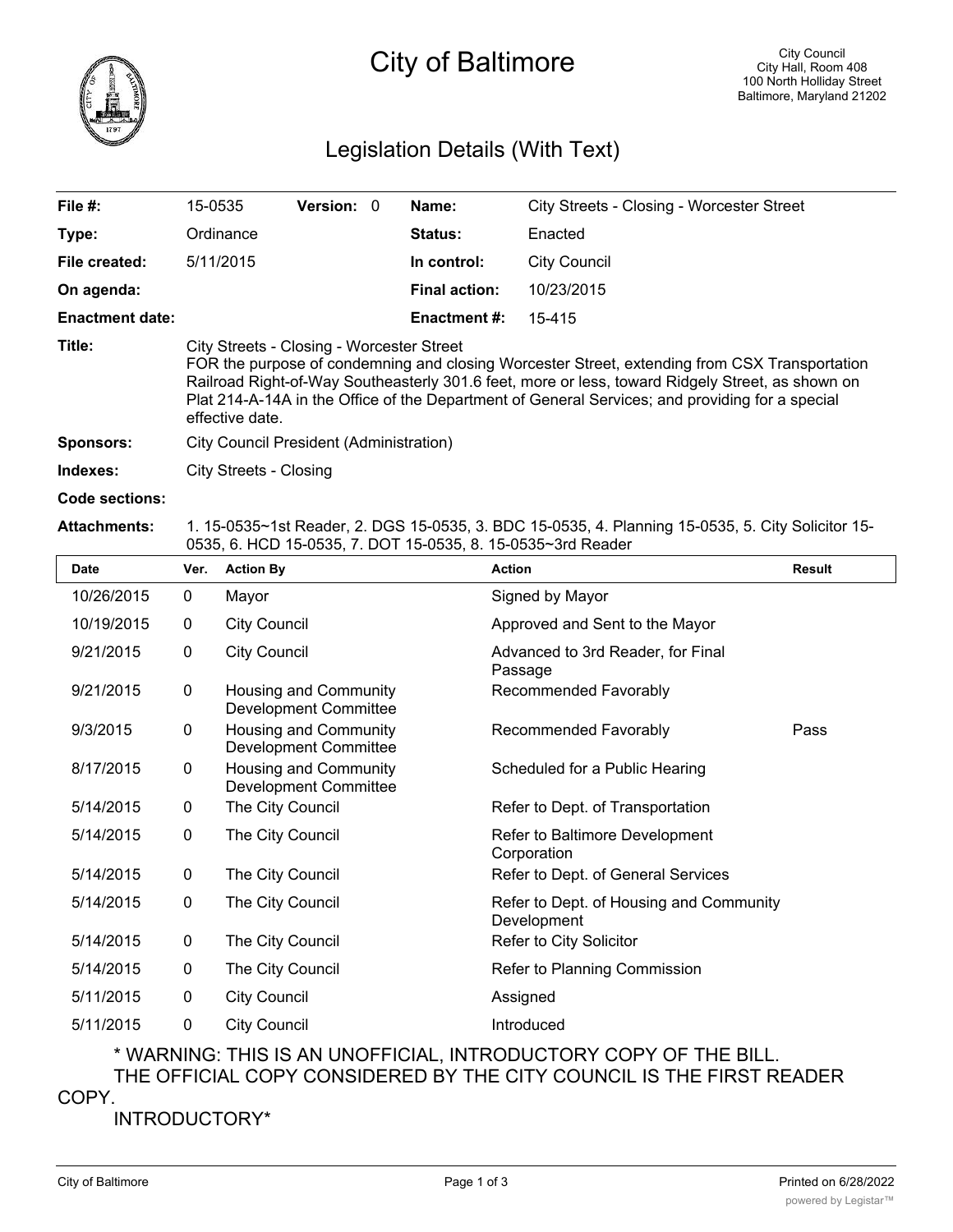# City of Baltimore

City Council
City Hall, Room 408
100 North Holliday Street
Baltimore, Maryland 21202

## Legislation Details (With Text)

| | | | | | |
|---|---|---|---|---|---|
| **File #:** | 15-0535 | **Version:** 0 | | **Name:** | City Streets - Closing - Worcester Street |
| **Type:** | Ordinance | | | **Status:** | Enacted |
| **File created:** | 5/11/2015 | | | **In control:** | City Council |
| **On agenda:** | | | | **Final action:** | 10/23/2015 |
| **Enactment date:** | | | | **Enactment #:** | 15-415 |

**Title:** City Streets - Closing - Worcester Street
FOR the purpose of condemning and closing Worcester Street, extending from CSX Transportation Railroad Right-of-Way Southeasterly 301.6 feet, more or less, toward Ridgely Street, as shown on Plat 214-A-14A in the Office of the Department of General Services; and providing for a special effective date.

**Sponsors:** City Council President (Administration)

**Indexes:** City Streets - Closing

**Code sections:**

**Attachments:** 1. 15-0535~1st Reader, 2. DGS 15-0535, 3. BDC 15-0535, 4. Planning 15-0535, 5. City Solicitor 15-0535, 6. HCD 15-0535, 7. DOT 15-0535, 8. 15-0535~3rd Reader

| Date | Ver. | Action By | Action | Result |
|---|---|---|---|---|
| 10/26/2015 | 0 | Mayor | Signed by Mayor | |
| 10/19/2015 | 0 | City Council | Approved and Sent to the Mayor | |
| 9/21/2015 | 0 | City Council | Advanced to 3rd Reader, for Final Passage | |
| 9/21/2015 | 0 | Housing and Community Development Committee | Recommended Favorably | |
| 9/3/2015 | 0 | Housing and Community Development Committee | Recommended Favorably | Pass |
| 8/17/2015 | 0 | Housing and Community Development Committee | Scheduled for a Public Hearing | |
| 5/14/2015 | 0 | The City Council | Refer to Dept. of Transportation | |
| 5/14/2015 | 0 | The City Council | Refer to Baltimore Development Corporation | |
| 5/14/2015 | 0 | The City Council | Refer to Dept. of General Services | |
| 5/14/2015 | 0 | The City Council | Refer to Dept. of Housing and Community Development | |
| 5/14/2015 | 0 | The City Council | Refer to City Solicitor | |
| 5/14/2015 | 0 | The City Council | Refer to Planning Commission | |
| 5/11/2015 | 0 | City Council | Assigned | |
| 5/11/2015 | 0 | City Council | Introduced | |

\* WARNING: THIS IS AN UNOFFICIAL, INTRODUCTORY COPY OF THE BILL.
THE OFFICIAL COPY CONSIDERED BY THE CITY COUNCIL IS THE FIRST READER COPY.
INTRODUCTORY*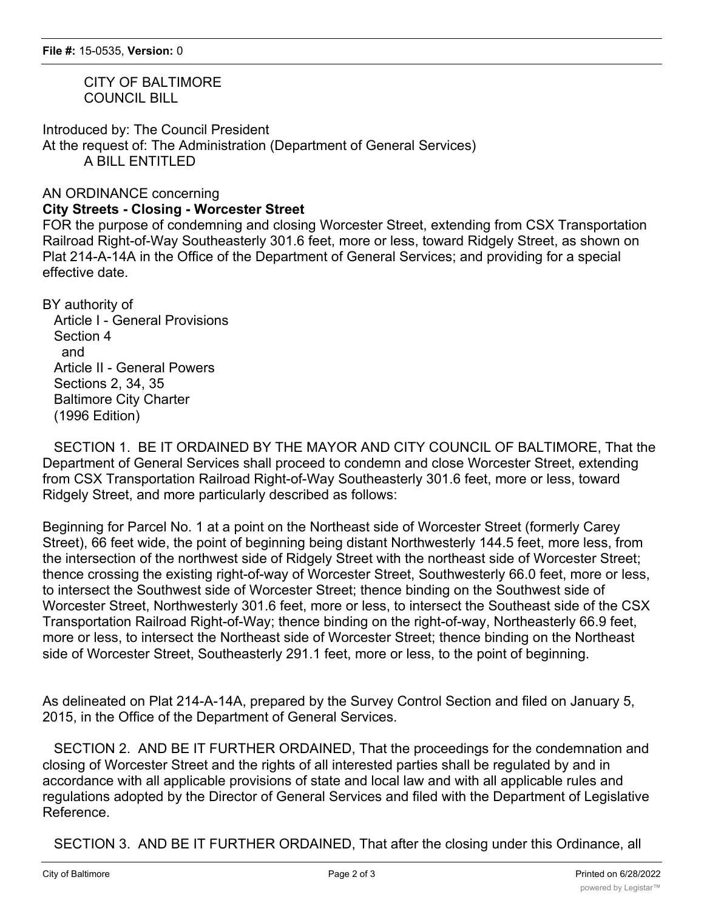CITY OF BALTIMORE
COUNCIL BILL

Introduced by: The Council President
At the request of: The Administration (Department of General Services)
A BILL ENTITLED

AN ORDINANCE concerning
**City Streets - Closing - Worcester Street**
FOR the purpose of condemning and closing Worcester Street, extending from CSX Transportation Railroad Right-of-Way Southeasterly 301.6 feet, more or less, toward Ridgely Street, as shown on Plat 214-A-14A in the Office of the Department of General Services; and providing for a special effective date.

BY authority of
Article I - General Provisions
Section 4
and
Article II - General Powers
Sections 2, 34, 35
Baltimore City Charter
(1996 Edition)

SECTION 1. BE IT ORDAINED BY THE MAYOR AND CITY COUNCIL OF BALTIMORE, That the Department of General Services shall proceed to condemn and close Worcester Street, extending from CSX Transportation Railroad Right-of-Way Southeasterly 301.6 feet, more or less, toward Ridgely Street, and more particularly described as follows:

Beginning for Parcel No. 1 at a point on the Northeast side of Worcester Street (formerly Carey Street), 66 feet wide, the point of beginning being distant Northwesterly 144.5 feet, more less, from the intersection of the northwest side of Ridgely Street with the northeast side of Worcester Street; thence crossing the existing right-of-way of Worcester Street, Southwesterly 66.0 feet, more or less, to intersect the Southwest side of Worcester Street; thence binding on the Southwest side of Worcester Street, Northwesterly 301.6 feet, more or less, to intersect the Southeast side of the CSX Transportation Railroad Right-of-Way; thence binding on the right-of-way, Northeasterly 66.9 feet, more or less, to intersect the Northeast side of Worcester Street; thence binding on the Northeast side of Worcester Street, Southeasterly 291.1 feet, more or less, to the point of beginning.

As delineated on Plat 214-A-14A, prepared by the Survey Control Section and filed on January 5, 2015, in the Office of the Department of General Services.

SECTION 2. AND BE IT FURTHER ORDAINED, That the proceedings for the condemnation and closing of Worcester Street and the rights of all interested parties shall be regulated by and in accordance with all applicable provisions of state and local law and with all applicable rules and regulations adopted by the Director of General Services and filed with the Department of Legislative Reference.

SECTION 3. AND BE IT FURTHER ORDAINED, That after the closing under this Ordinance, all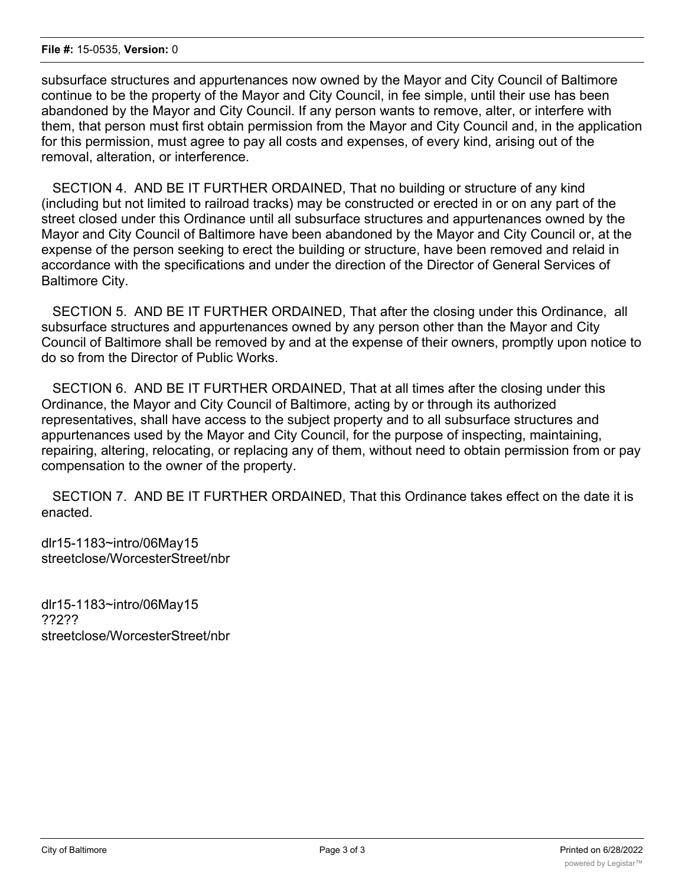subsurface structures and appurtenances now owned by the Mayor and City Council of Baltimore continue to be the property of the Mayor and City Council, in fee simple, until their use has been abandoned by the Mayor and City Council. If any person wants to remove, alter, or interfere with them, that person must first obtain permission from the Mayor and City Council and, in the application for this permission, must agree to pay all costs and expenses, of every kind, arising out of the removal, alteration, or interference.

SECTION 4. AND BE IT FURTHER ORDAINED, That no building or structure of any kind (including but not limited to railroad tracks) may be constructed or erected in or on any part of the street closed under this Ordinance until all subsurface structures and appurtenances owned by the Mayor and City Council of Baltimore have been abandoned by the Mayor and City Council or, at the expense of the person seeking to erect the building or structure, have been removed and relaid in accordance with the specifications and under the direction of the Director of General Services of Baltimore City.

SECTION 5. AND BE IT FURTHER ORDAINED, That after the closing under this Ordinance, all subsurface structures and appurtenances owned by any person other than the Mayor and City Council of Baltimore shall be removed by and at the expense of their owners, promptly upon notice to do so from the Director of Public Works.

SECTION 6. AND BE IT FURTHER ORDAINED, That at all times after the closing under this Ordinance, the Mayor and City Council of Baltimore, acting by or through its authorized representatives, shall have access to the subject property and to all subsurface structures and appurtenances used by the Mayor and City Council, for the purpose of inspecting, maintaining, repairing, altering, relocating, or replacing any of them, without need to obtain permission from or pay compensation to the owner of the property.

SECTION 7. AND BE IT FURTHER ORDAINED, That this Ordinance takes effect on the date it is enacted.

dlr15-1183~intro/06May15
streetclose/WorcesterStreet/nbr

dlr15-1183~intro/06May15
??2??
streetclose/WorcesterStreet/nbr